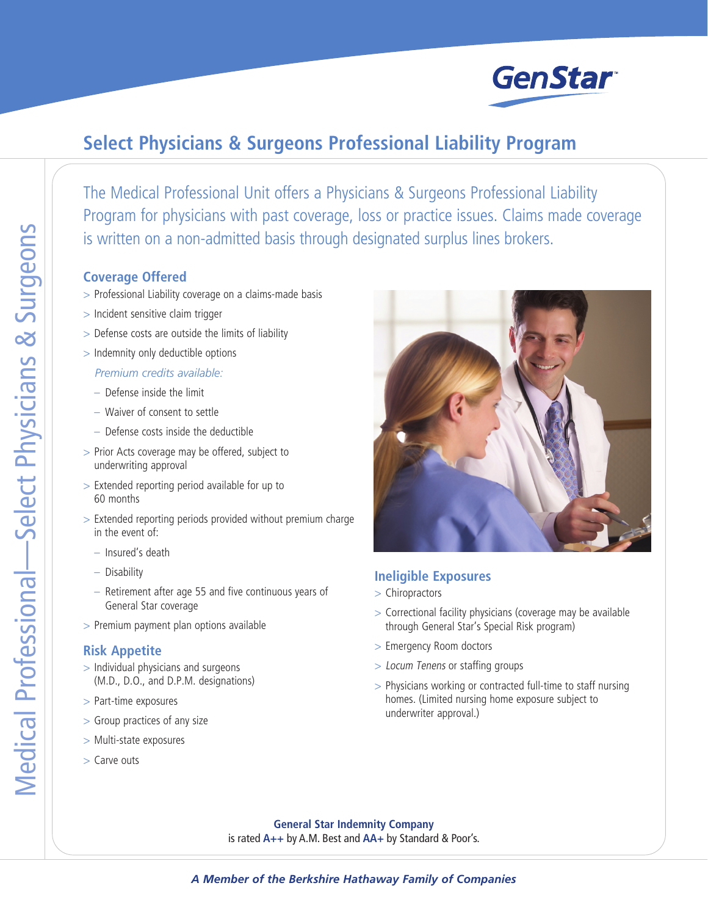# Select Physicians & Surgeons Professional Liability Program

The Medical Professional Unit offers a Physicians & Surgeons Professional Liability Program for physicians with past coverage, loss or practice issues. Claims made coverage is written on a non-admitted basis through designated surplus lines brokers.

## Coverage Offered

- Professional Liability coverage on a claims-made basis
- Incident sensitive claim trigger
- Defense costs are outside the limits of liability
- Indemnity only deductible options

  *Premium credits available:*
  - Defense inside the limit
  - Waiver of consent to settle
  - Defense costs inside the deductible
- Prior Acts coverage may be offered, subject to underwriting approval
- Extended reporting period available for up to 60 months
- Extended reporting periods provided without premium charge in the event of:
  - Insured's death
  - Disability
  - Retirement after age 55 and five continuous years of General Star coverage
- Premium payment plan options available

## Risk Appetite

- Individual physicians and surgeons (M.D., D.O., and D.P.M. designations)
- Part-time exposures
- Group practices of any size
- Multi-state exposures
- Carve outs

## Ineligible Exposures

- Chiropractors
- Correctional facility physicians (coverage may be available through General Star's Special Risk program)
- Emergency Room doctors
- *Locum Tenens* or staffing groups
- Physicians working or contracted full-time to staff nursing homes. (Limited nursing home exposure subject to underwriter approval.)

**General Star Indemnity Company** is rated **A++** by A.M. Best and **AA+** by Standard & Poor's.

***A Member of the Berkshire Hathaway Family of Companies***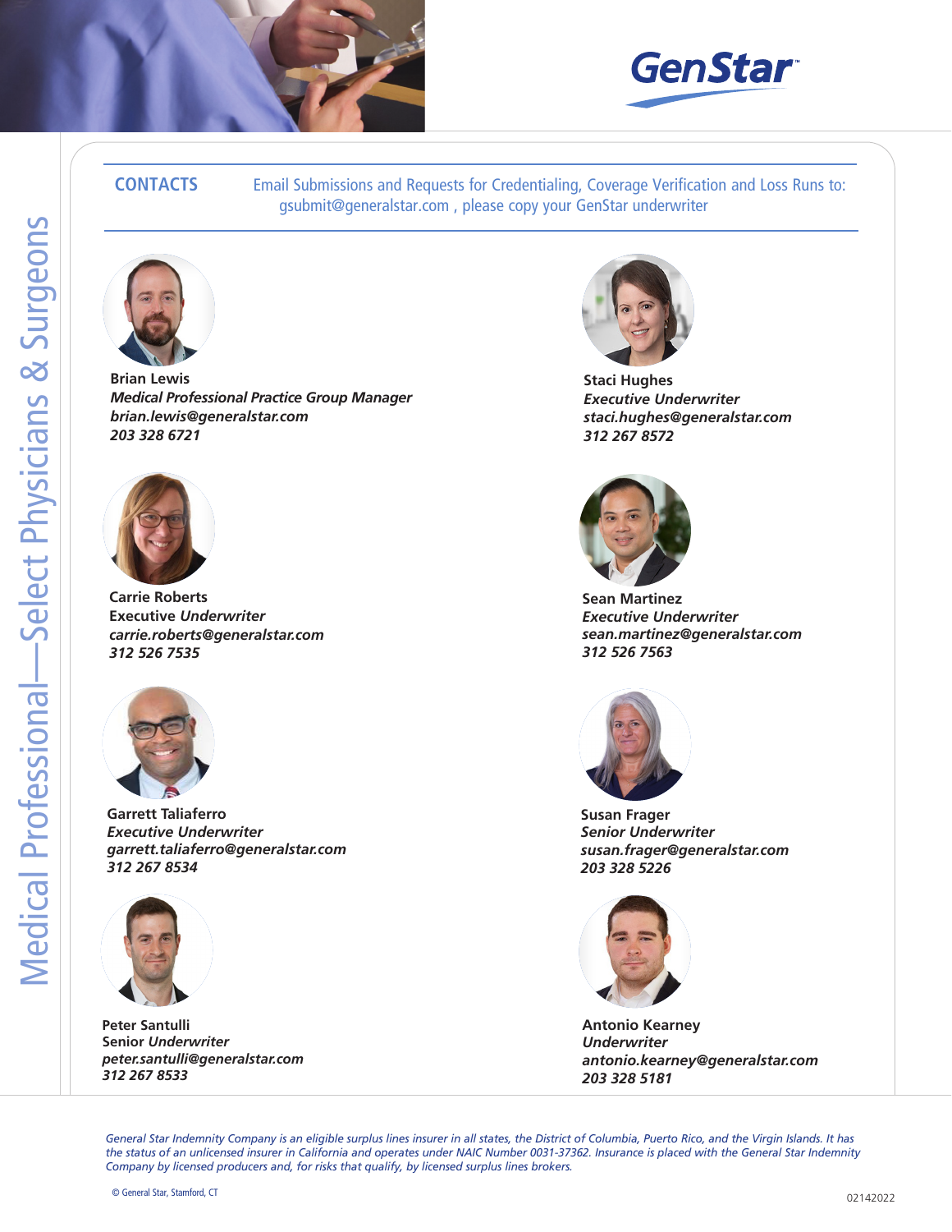## CONTACTS

Email Submissions and Requests for Credentialing, Coverage Verification and Loss Runs to: gsubmit@generalstar.com , please copy your GenStar underwriter

**Brian Lewis**
***Medical Professional Practice Group Manager***
***brian.lewis@generalstar.com***
***203 328 6721***

**Staci Hughes**
***Executive Underwriter***
***staci.hughes@generalstar.com***
***312 267 8572***

**Carrie Roberts**
***Executive Underwriter***
***carrie.roberts@generalstar.com***
***312 526 7535***

**Sean Martinez**
***Executive Underwriter***
***sean.martinez@generalstar.com***
***312 526 7563***

**Garrett Taliaferro**
***Executive Underwriter***
***garrett.taliaferro@generalstar.com***
***312 267 8534***

**Susan Frager**
***Senior Underwriter***
***susan.frager@generalstar.com***
***203 328 5226***

**Peter Santulli**
**Senior *Underwriter***
***peter.santulli@generalstar.com***
***312 267 8533***

**Antonio Kearney**
***Underwriter***
***antonio.kearney@generalstar.com***
***203 328 5181***

*General Star Indemnity Company is an eligible surplus lines insurer in all states, the District of Columbia, Puerto Rico, and the Virgin Islands. It has the status of an unlicensed insurer in California and operates under NAIC Number 0031-37362. Insurance is placed with the General Star Indemnity Company by licensed producers and, for risks that qualify, by licensed surplus lines brokers.*

© General Star, Stamford, CT

02142022